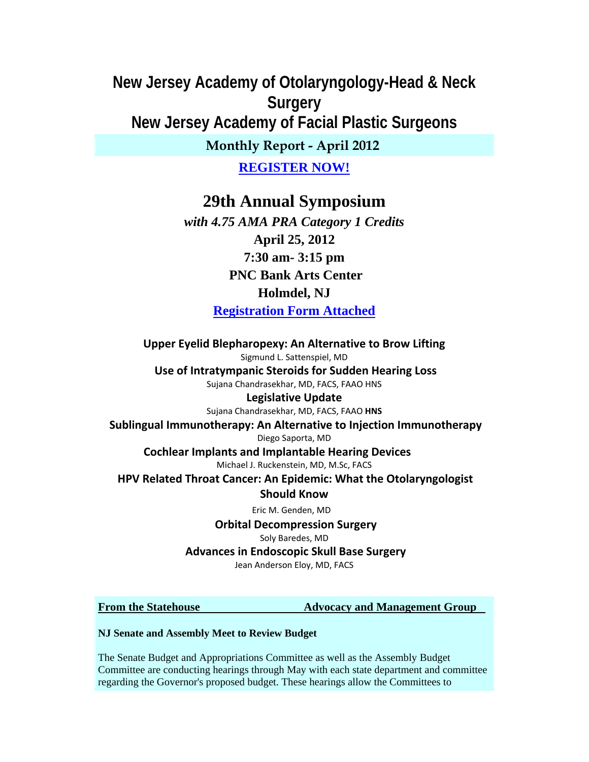# New Jersey Academy of Otolaryngology-Head & Neck Surgery

# New Jersey Academy of Facial Plastic Surgeons

**Monthly Report - April 2012**

**REGISTER NOW!**

## 29th Annual Symposium

***with 4.75 AMA PRA Category 1 Credits***

**April 25, 2012**

**7:30 am- 3:15 pm**

**PNC Bank Arts Center**

**Holmdel, NJ**

**Registration Form Attached**

**Upper Eyelid Blepharopexy: An Alternative to Brow Lifting**
Sigmund L. Sattenspiel, MD

**Use of Intratympanic Steroids for Sudden Hearing Loss**
Sujana Chandrasekhar, MD, FACS, FAAO HNS

**Legislative Update**
Sujana Chandrasekhar, MD, FACS, FAAO **HNS**

**Sublingual Immunotherapy: An Alternative to Injection Immunotherapy**
Diego Saporta, MD

**Cochlear Implants and Implantable Hearing Devices**
Michael J. Ruckenstein, MD, M.Sc, FACS

**HPV Related Throat Cancer: An Epidemic: What the Otolaryngologist Should Know**
Eric M. Genden, MD

**Orbital Decompression Surgery**
Soly Baredes, MD

**Advances in Endoscopic Skull Base Surgery**
Jean Anderson Eloy, MD, FACS

**From the Statehouse** **Advocacy and Management Group**

**NJ Senate and Assembly Meet to Review Budget**

The Senate Budget and Appropriations Committee as well as the Assembly Budget Committee are conducting hearings through May with each state department and committee regarding the Governor's proposed budget. These hearings allow the Committees to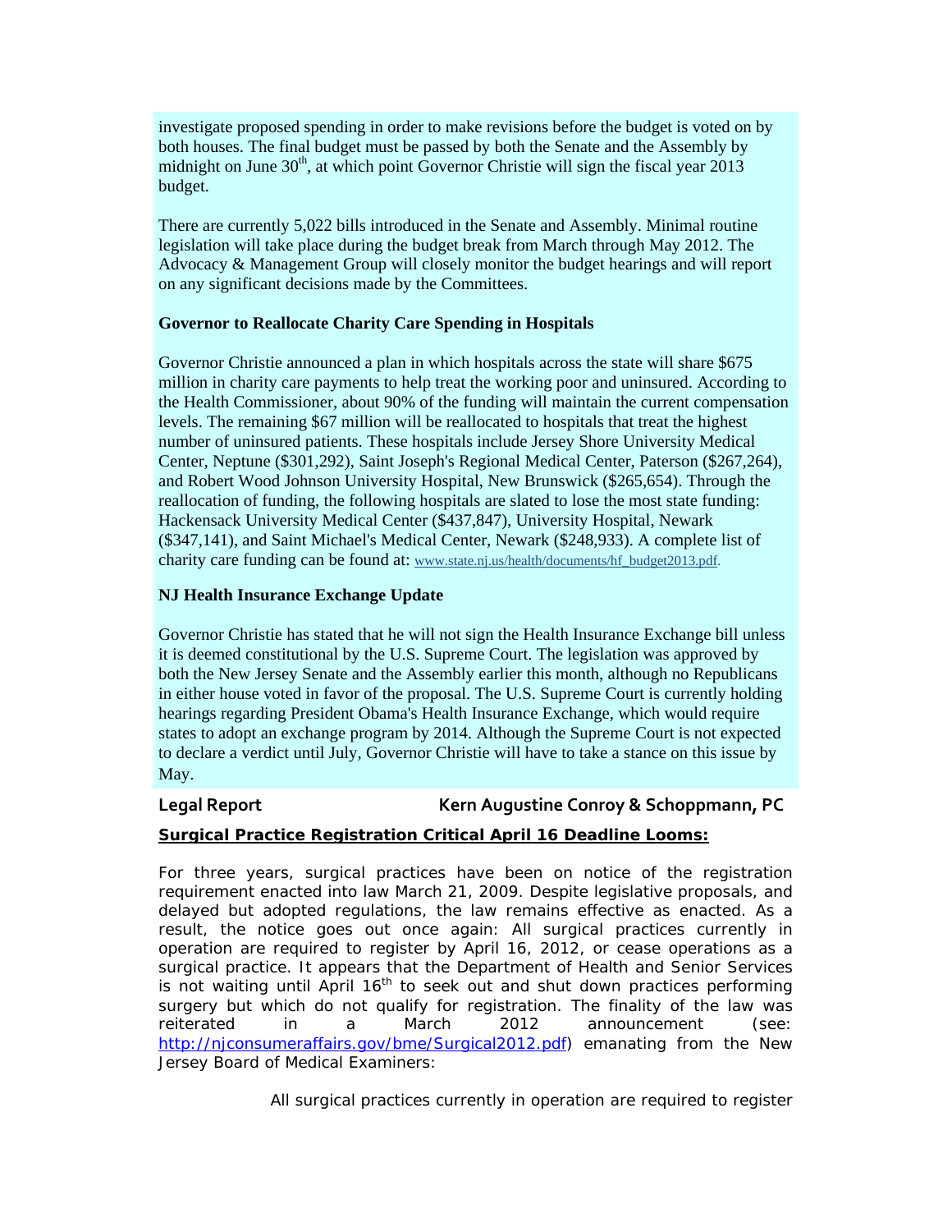investigate proposed spending in order to make revisions before the budget is voted on by both houses. The final budget must be passed by both the Senate and the Assembly by midnight on June 30th, at which point Governor Christie will sign the fiscal year 2013 budget.

There are currently 5,022 bills introduced in the Senate and Assembly. Minimal routine legislation will take place during the budget break from March through May 2012. The Advocacy & Management Group will closely monitor the budget hearings and will report on any significant decisions made by the Committees.

**Governor to Reallocate Charity Care Spending in Hospitals**

Governor Christie announced a plan in which hospitals across the state will share $675 million in charity care payments to help treat the working poor and uninsured. According to the Health Commissioner, about 90% of the funding will maintain the current compensation levels. The remaining $67 million will be reallocated to hospitals that treat the highest number of uninsured patients. These hospitals include Jersey Shore University Medical Center, Neptune ($301,292), Saint Joseph's Regional Medical Center, Paterson ($267,264), and Robert Wood Johnson University Hospital, New Brunswick ($265,654). Through the reallocation of funding, the following hospitals are slated to lose the most state funding: Hackensack University Medical Center ($437,847), University Hospital, Newark ($347,141), and Saint Michael's Medical Center, Newark ($248,933). A complete list of charity care funding can be found at: www.state.nj.us/health/documents/hf_budget2013.pdf.

**NJ Health Insurance Exchange Update**

Governor Christie has stated that he will not sign the Health Insurance Exchange bill unless it is deemed constitutional by the U.S. Supreme Court. The legislation was approved by both the New Jersey Senate and the Assembly earlier this month, although no Republicans in either house voted in favor of the proposal. The U.S. Supreme Court is currently holding hearings regarding President Obama's Health Insurance Exchange, which would require states to adopt an exchange program by 2014. Although the Supreme Court is not expected to declare a verdict until July, Governor Christie will have to take a stance on this issue by May.

**Legal Report** **Kern Augustine Conroy & Schoppmann, PC**

**Surgical Practice Registration Critical April 16 Deadline Looms:**

For three years, surgical practices have been on notice of the registration requirement enacted into law March 21, 2009. Despite legislative proposals, and delayed but adopted regulations, the law remains effective as enacted. As a result, the notice goes out once again: All surgical practices currently in operation are required to register by April 16, 2012, or cease operations as a surgical practice. It appears that the Department of Health and Senior Services is not waiting until April 16th to seek out and shut down practices performing surgery but which do not qualify for registration. The finality of the law was reiterated in a March 2012 announcement (see: http://njconsumeraffairs.gov/bme/Surgical2012.pdf) emanating from the New Jersey Board of Medical Examiners:

> All surgical practices currently in operation are required to register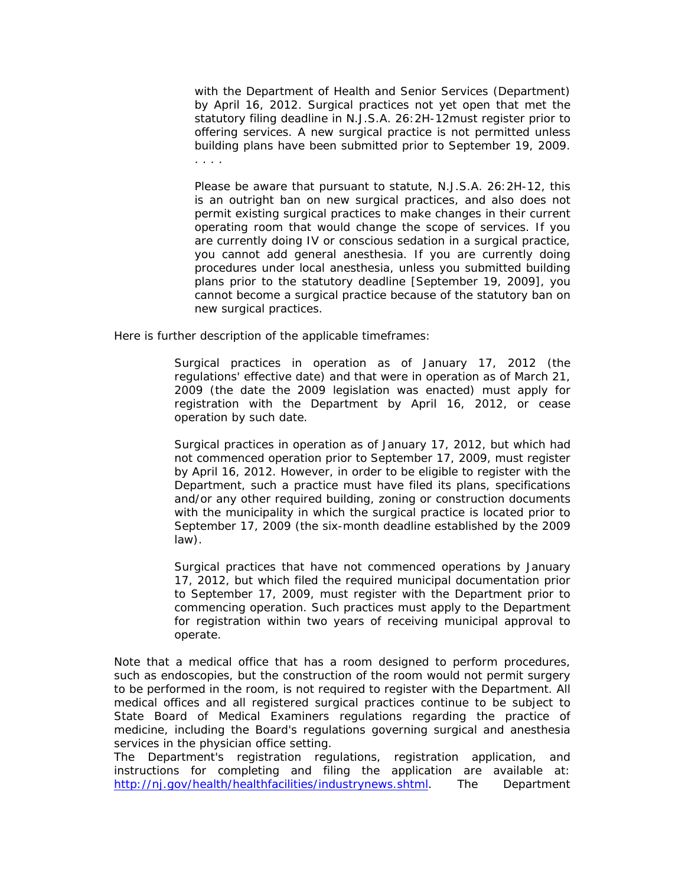> with the Department of Health and Senior Services (Department) by April 16, 2012. Surgical practices not yet open that met the statutory filing deadline in N.J.S.A. 26:2H-12must register prior to offering services. A new surgical practice is not permitted unless building plans have been submitted prior to September 19, 2009. . . . .
>
> Please be aware that pursuant to statute, N.J.S.A. 26:2H-12, this is an outright ban on new surgical practices, and also does not permit existing surgical practices to make changes in their current operating room that would change the scope of services. If you are currently doing IV or conscious sedation in a surgical practice, you cannot add general anesthesia. If you are currently doing procedures under local anesthesia, unless you submitted building plans prior to the statutory deadline [September 19, 2009], you cannot become a surgical practice because of the statutory ban on new surgical practices.

Here is further description of the applicable timeframes:

> Surgical practices in operation as of January 17, 2012 (the regulations' effective date) and that were in operation as of March 21, 2009 (the date the 2009 legislation was enacted) must apply for registration with the Department by April 16, 2012, or cease operation by such date.
>
> Surgical practices in operation as of January 17, 2012, but which had not commenced operation prior to September 17, 2009, must register by April 16, 2012. However, in order to be eligible to register with the Department, such a practice must have filed its plans, specifications and/or any other required building, zoning or construction documents with the municipality in which the surgical practice is located prior to September 17, 2009 (the six-month deadline established by the 2009 law).
>
> Surgical practices that have not commenced operations by January 17, 2012, but which filed the required municipal documentation prior to September 17, 2009, must register with the Department prior to commencing operation. Such practices must apply to the Department for registration within two years of receiving municipal approval to operate.

Note that a medical office that has a room designed to perform procedures, such as endoscopies, but the construction of the room would not permit surgery to be performed in the room, is not required to register with the Department. All medical offices and all registered surgical practices continue to be subject to State Board of Medical Examiners regulations regarding the practice of medicine, including the Board's regulations governing surgical and anesthesia services in the physician office setting.
The Department's registration regulations, registration application, and instructions for completing and filing the application are available at: [http://nj.gov/health/healthfacilities/industrynews.shtml](http://nj.gov/health/healthfacilities/industrynews.shtml). The Department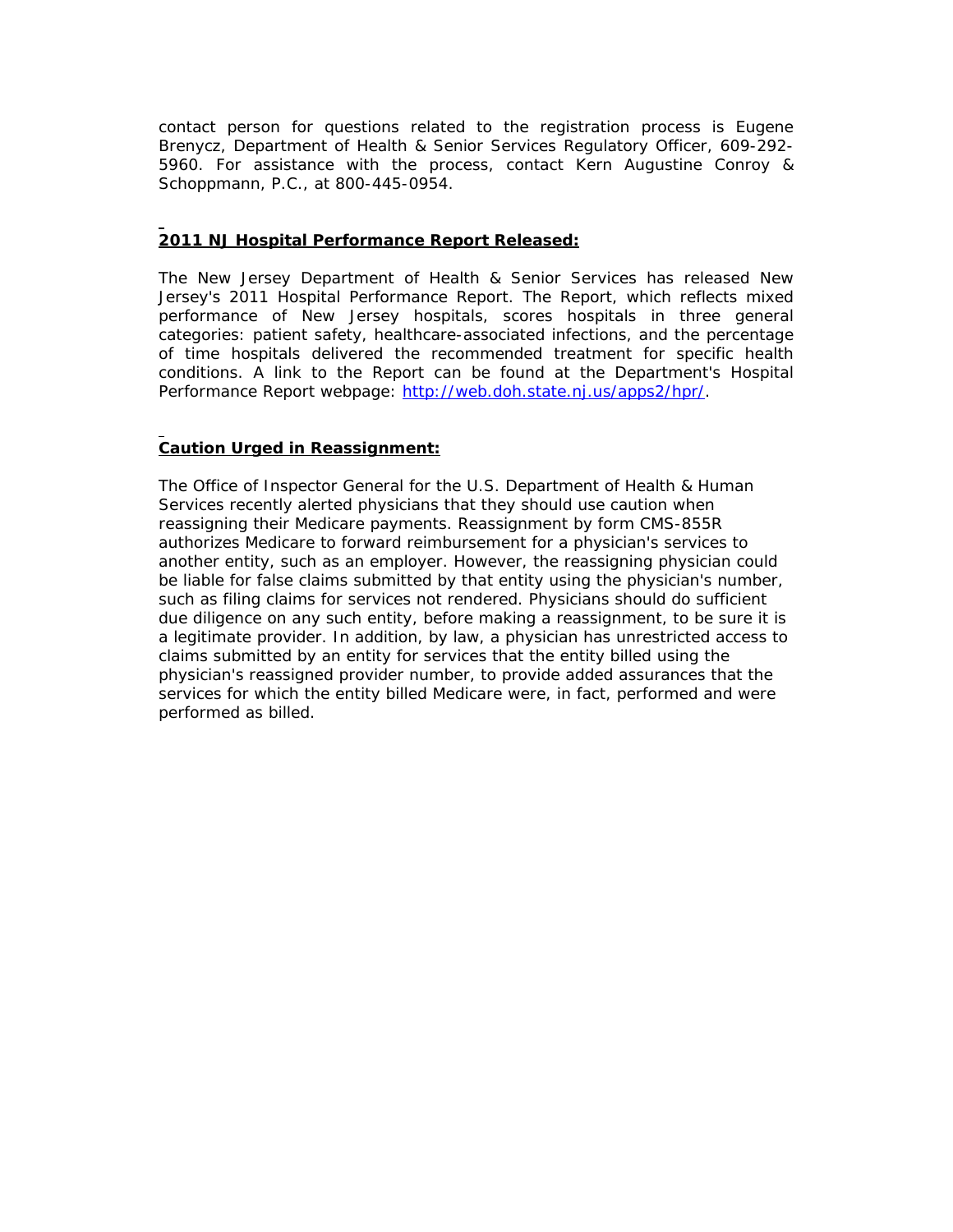contact person for questions related to the registration process is Eugene Brenycz, Department of Health & Senior Services Regulatory Officer, 609-292-5960. For assistance with the process, contact Kern Augustine Conroy & Schoppmann, P.C., at 800-445-0954.

**2011 NJ Hospital Performance Report Released:**

The New Jersey Department of Health & Senior Services has released New Jersey's 2011 Hospital Performance Report. The Report, which reflects mixed performance of New Jersey hospitals, scores hospitals in three general categories: patient safety, healthcare-associated infections, and the percentage of time hospitals delivered the recommended treatment for specific health conditions. A link to the Report can be found at the Department's Hospital Performance Report webpage: http://web.doh.state.nj.us/apps2/hpr/.

**Caution Urged in Reassignment:**

The Office of Inspector General for the U.S. Department of Health & Human Services recently alerted physicians that they should use caution when reassigning their Medicare payments. Reassignment by form CMS-855R authorizes Medicare to forward reimbursement for a physician's services to another entity, such as an employer. However, the reassigning physician could be liable for false claims submitted by that entity using the physician's number, such as filing claims for services not rendered. Physicians should do sufficient due diligence on any such entity, before making a reassignment, to be sure it is a legitimate provider. In addition, by law, a physician has unrestricted access to claims submitted by an entity for services that the entity billed using the physician's reassigned provider number, to provide added assurances that the services for which the entity billed Medicare were, in fact, performed and were performed as billed.